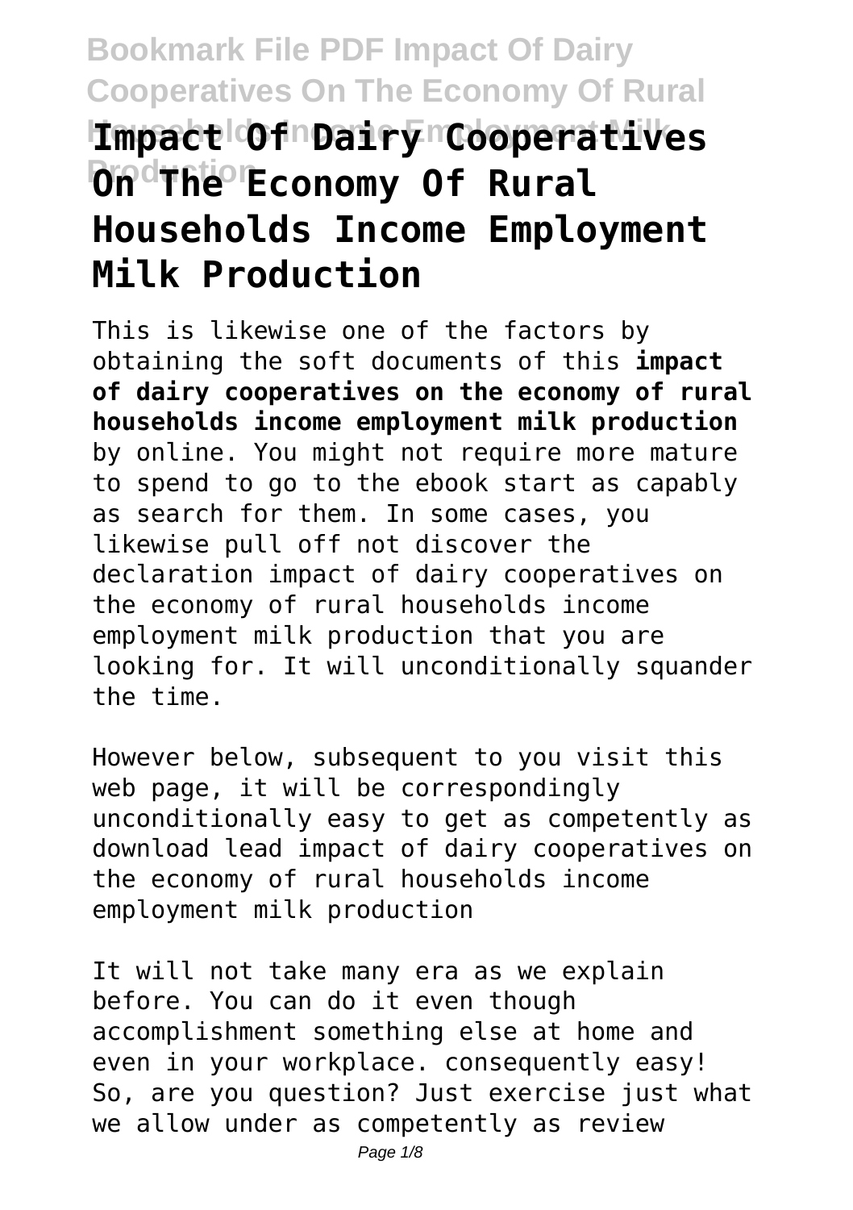# Impact Of Dairy Cooperatives On The Economy Of Rural Households Income Employment Milk Production

This is likewise one of the factors by obtaining the soft documents of this **impact of dairy cooperatives on the economy of rural households income employment milk production** by online. You might not require more mature to spend to go to the ebook start as capably as search for them. In some cases, you likewise pull off not discover the declaration impact of dairy cooperatives on the economy of rural households income employment milk production that you are looking for. It will unconditionally squander the time.

However below, subsequent to you visit this web page, it will be correspondingly unconditionally easy to get as competently as download lead impact of dairy cooperatives on the economy of rural households income employment milk production

It will not take many era as we explain before. You can do it even though accomplishment something else at home and even in your workplace. consequently easy! So, are you question? Just exercise just what we allow under as competently as review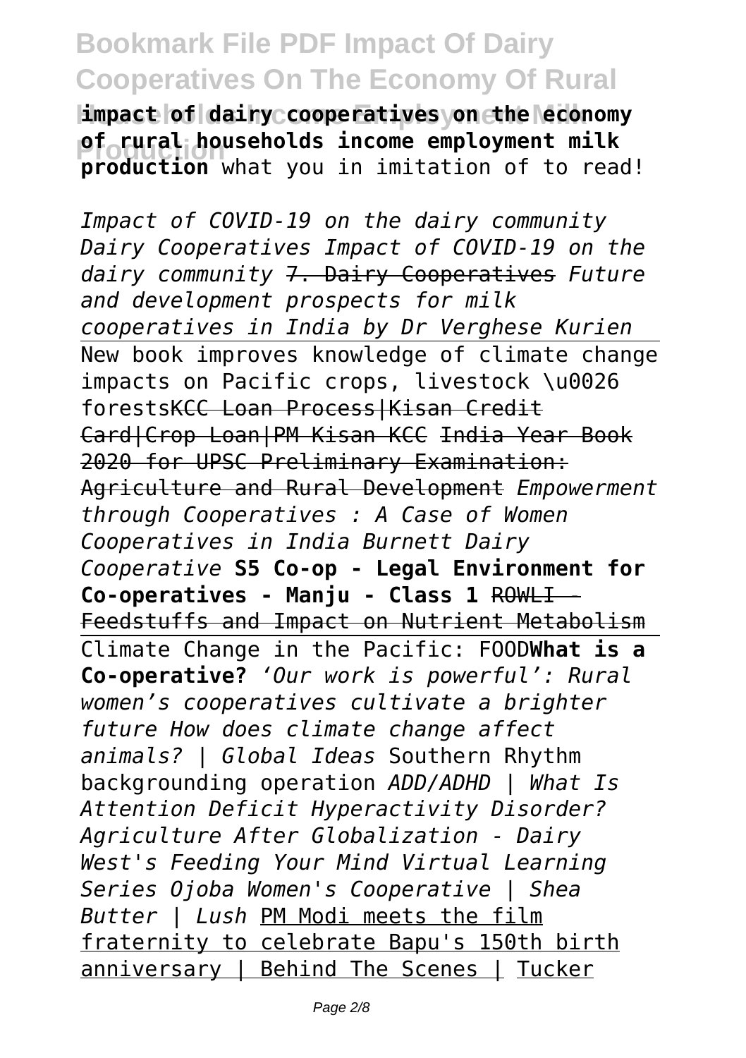**impact of dairy cooperatives on the economy of rural households income employment milk production** what you in imitation of to read!

*Impact of COVID-19 on the dairy community Dairy Cooperatives Impact of COVID-19 on the dairy community* ~~7. Dairy Cooperatives~~ *Future and development prospects for milk cooperatives in India by Dr Verghese Kurien* New book improves knowledge of climate change impacts on Pacific crops, livestock \u0026 forests~~KCC Loan Process|Kisan Credit Card|Crop Loan|PM Kisan KCC~~ ~~India Year Book 2020 for UPSC Preliminary Examination: Agriculture and Rural Development~~ *Empowerment through Cooperatives : A Case of Women Cooperatives in India Burnett Dairy Cooperative* **S5 Co-op - Legal Environment for Co-operatives - Manju - Class 1** ~~ROWLI - Feedstuffs and Impact on Nutrient Metabolism~~ Climate Change in the Pacific: FOOD**What is a Co-operative?** *'Our work is powerful': Rural women's cooperatives cultivate a brighter future How does climate change affect animals? | Global Ideas* Southern Rhythm backgrounding operation *ADD/ADHD | What Is Attention Deficit Hyperactivity Disorder? Agriculture After Globalization - Dairy West's Feeding Your Mind Virtual Learning Series Ojoba Women's Cooperative | Shea Butter | Lush* PM Modi meets the film fraternity to celebrate Bapu's 150th birth anniversary | Behind The Scenes | Tucker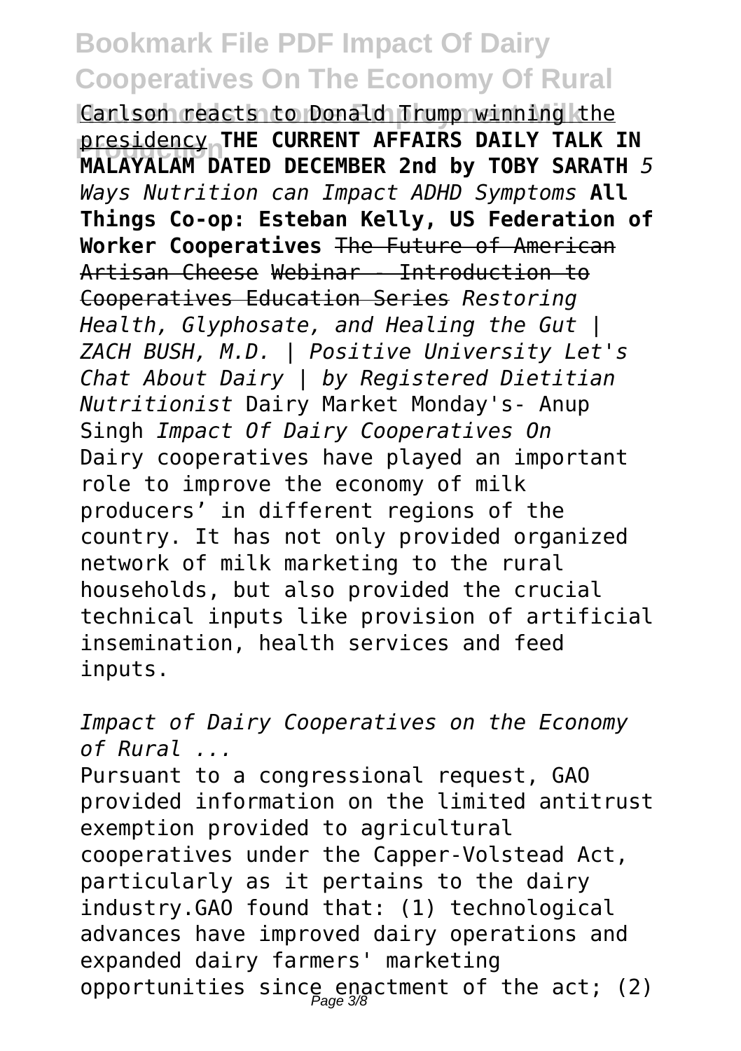Carlson reacts to Donald Trump winning the presidency **THE CURRENT AFFAIRS DAILY TALK IN MALAYALAM DATED DECEMBER 2nd by TOBY SARATH** *5 Ways Nutrition can Impact ADHD Symptoms* **All Things Co-op: Esteban Kelly, US Federation of Worker Cooperatives** The Future of American Artisan Cheese Webinar - Introduction to Cooperatives Education Series *Restoring Health, Glyphosate, and Healing the Gut | ZACH BUSH, M.D. | Positive University Let's Chat About Dairy | by Registered Dietitian Nutritionist* Dairy Market Monday's- Anup Singh *Impact Of Dairy Cooperatives On*

Dairy cooperatives have played an important role to improve the economy of milk producers' in different regions of the country. It has not only provided organized network of milk marketing to the rural households, but also provided the crucial technical inputs like provision of artificial insemination, health services and feed inputs.

*Impact of Dairy Cooperatives on the Economy of Rural ...*

Pursuant to a congressional request, GAO provided information on the limited antitrust exemption provided to agricultural cooperatives under the Capper-Volstead Act, particularly as it pertains to the dairy industry.GAO found that: (1) technological advances have improved dairy operations and expanded dairy farmers' marketing opportunities since enactment of the act; (2)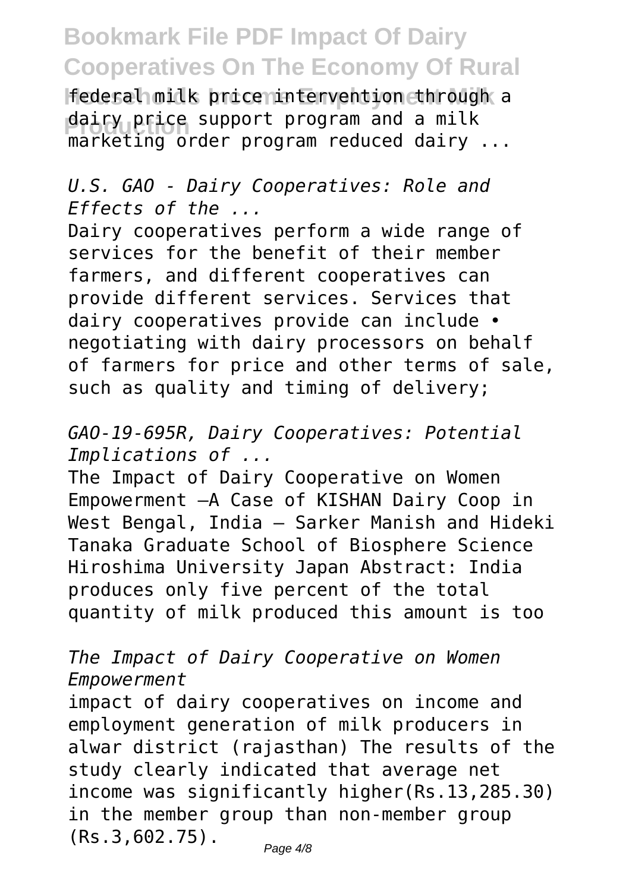federal milk price intervention through a dairy price support program and a milk marketing order program reduced dairy ...

*U.S. GAO - Dairy Cooperatives: Role and Effects of the ...*

Dairy cooperatives perform a wide range of services for the benefit of their member farmers, and different cooperatives can provide different services. Services that dairy cooperatives provide can include • negotiating with dairy processors on behalf of farmers for price and other terms of sale, such as quality and timing of delivery;

*GAO-19-695R, Dairy Cooperatives: Potential Implications of ...*

The Impact of Dairy Cooperative on Women Empowerment —A Case of KISHAN Dairy Coop in West Bengal, India — Sarker Manish and Hideki Tanaka Graduate School of Biosphere Science Hiroshima University Japan Abstract: India produces only five percent of the total quantity of milk produced this amount is too

*The Impact of Dairy Cooperative on Women Empowerment*

impact of dairy cooperatives on income and employment generation of milk producers in alwar district (rajasthan) The results of the study clearly indicated that average net income was significantly higher(Rs.13,285.30) in the member group than non-member group (Rs.3,602.75).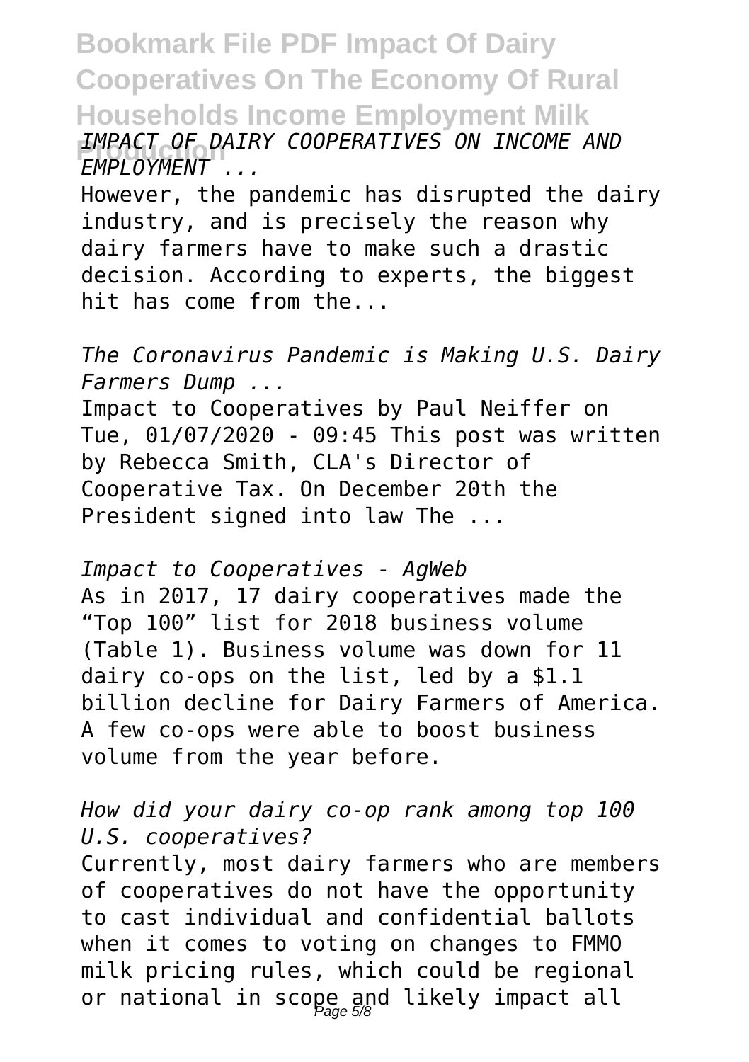*IMPACT OF DAIRY COOPERATIVES ON INCOME AND EMPLOYMENT ...*

However, the pandemic has disrupted the dairy industry, and is precisely the reason why dairy farmers have to make such a drastic decision. According to experts, the biggest hit has come from the...

*The Coronavirus Pandemic is Making U.S. Dairy Farmers Dump ...*

Impact to Cooperatives by Paul Neiffer on Tue, 01/07/2020 - 09:45 This post was written by Rebecca Smith, CLA's Director of Cooperative Tax. On December 20th the President signed into law The ...

*Impact to Cooperatives - AgWeb*

As in 2017, 17 dairy cooperatives made the "Top 100" list for 2018 business volume (Table 1). Business volume was down for 11 dairy co-ops on the list, led by a $1.1 billion decline for Dairy Farmers of America. A few co-ops were able to boost business volume from the year before.

*How did your dairy co-op rank among top 100 U.S. cooperatives?*

Currently, most dairy farmers who are members of cooperatives do not have the opportunity to cast individual and confidential ballots when it comes to voting on changes to FMMO milk pricing rules, which could be regional or national in scope and likely impact all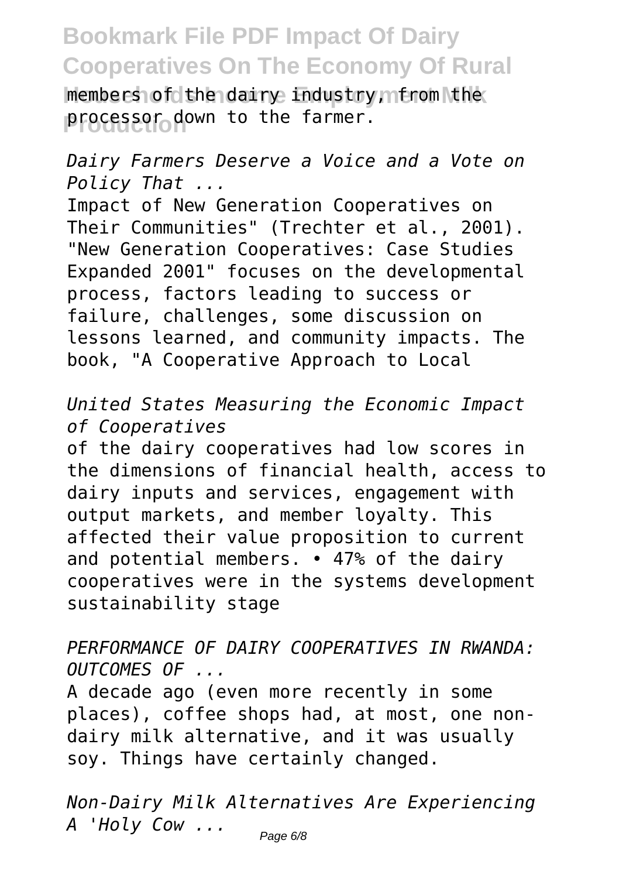members of the dairy industry, from the processor down to the farmer.

*Dairy Farmers Deserve a Voice and a Vote on Policy That ...*

Impact of New Generation Cooperatives on Their Communities" (Trechter et al., 2001). "New Generation Cooperatives: Case Studies Expanded 2001" focuses on the developmental process, factors leading to success or failure, challenges, some discussion on lessons learned, and community impacts. The book, "A Cooperative Approach to Local

*United States Measuring the Economic Impact of Cooperatives*

of the dairy cooperatives had low scores in the dimensions of financial health, access to dairy inputs and services, engagement with output markets, and member loyalty. This affected their value proposition to current and potential members. • 47% of the dairy cooperatives were in the systems development sustainability stage

*PERFORMANCE OF DAIRY COOPERATIVES IN RWANDA: OUTCOMES OF ...*

A decade ago (even more recently in some places), coffee shops had, at most, one non-dairy milk alternative, and it was usually soy. Things have certainly changed.

*Non-Dairy Milk Alternatives Are Experiencing A 'Holy Cow ...*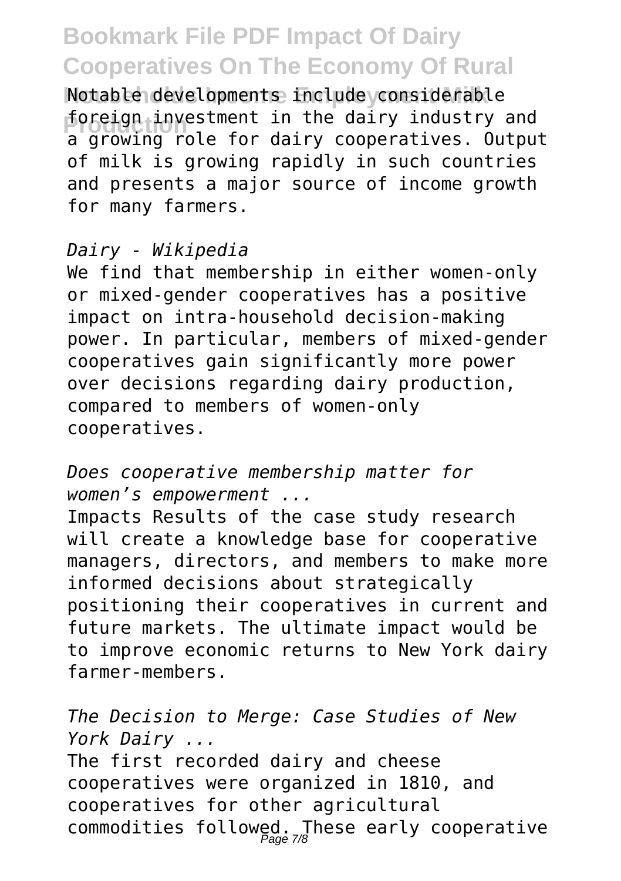Notable developments include considerable foreign investment in the dairy industry and a growing role for dairy cooperatives. Output of milk is growing rapidly in such countries and presents a major source of income growth for many farmers.

*Dairy - Wikipedia*

We find that membership in either women-only or mixed-gender cooperatives has a positive impact on intra-household decision-making power. In particular, members of mixed-gender cooperatives gain significantly more power over decisions regarding dairy production, compared to members of women-only cooperatives.

*Does cooperative membership matter for women's empowerment ...*

Impacts Results of the case study research will create a knowledge base for cooperative managers, directors, and members to make more informed decisions about strategically positioning their cooperatives in current and future markets. The ultimate impact would be to improve economic returns to New York dairy farmer-members.

*The Decision to Merge: Case Studies of New York Dairy ...*

The first recorded dairy and cheese cooperatives were organized in 1810, and cooperatives for other agricultural commodities followed. These early cooperative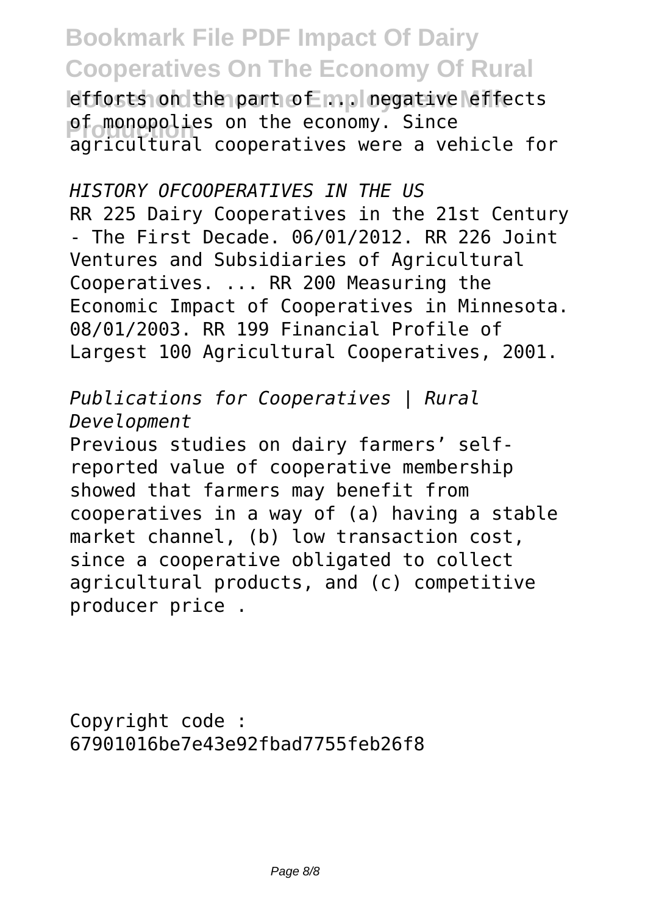efforts on the part of ... negative effects of monopolies on the economy. Since agricultural cooperatives were a vehicle for

*HISTORY OFCOOPERATIVES IN THE US*

RR 225 Dairy Cooperatives in the 21st Century - The First Decade. 06/01/2012. RR 226 Joint Ventures and Subsidiaries of Agricultural Cooperatives. ... RR 200 Measuring the Economic Impact of Cooperatives in Minnesota. 08/01/2003. RR 199 Financial Profile of Largest 100 Agricultural Cooperatives, 2001.

*Publications for Cooperatives | Rural Development*

Previous studies on dairy farmers' self-reported value of cooperative membership showed that farmers may benefit from cooperatives in a way of (a) having a stable market channel, (b) low transaction cost, since a cooperative obligated to collect agricultural products, and (c) competitive producer price .

Copyright code : 67901016be7e43e92fbad7755feb26f8